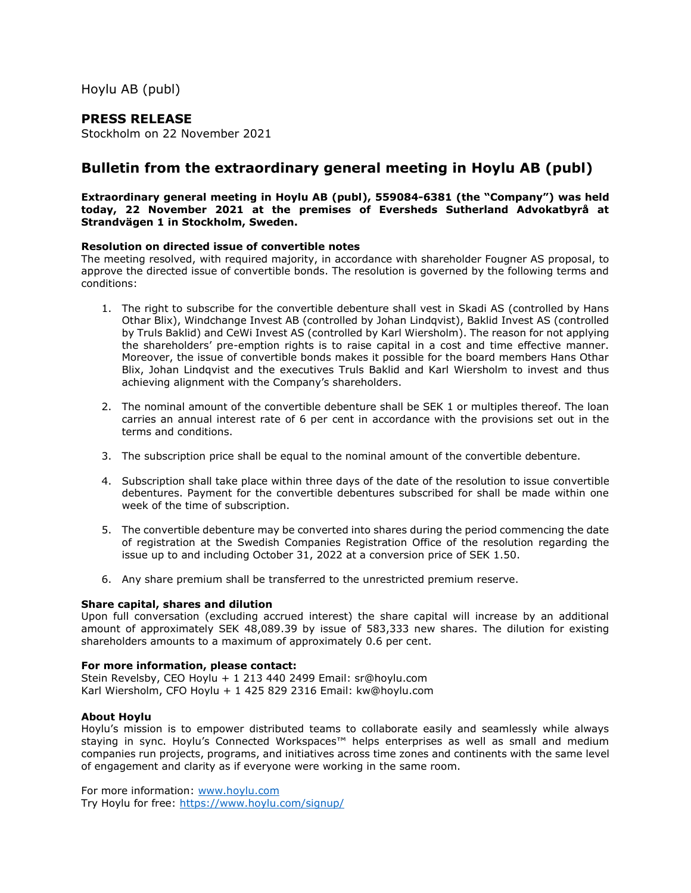Hoylu AB (publ)

## PRESS RELEASE

Stockholm on 22 November 2021

# Bulletin from the extraordinary general meeting in Hoylu AB (publ)

**Extraordinary general meeting in Hoylu AB (publ), 559084-6381 (the "Company") was held today, 22 November 2021 at the premises of Eversheds Sutherland Advokatbyrå at Strandvägen 1 in Stockholm, Sweden.**

**Resolution on directed issue of convertible notes**

The meeting resolved, with required majority, in accordance with shareholder Fougner AS proposal, to approve the directed issue of convertible bonds. The resolution is governed by the following terms and conditions:

1. The right to subscribe for the convertible debenture shall vest in Skadi AS (controlled by Hans Othar Blix), Windchange Invest AB (controlled by Johan Lindqvist), Baklid Invest AS (controlled by Truls Baklid) and CeWi Invest AS (controlled by Karl Wiersholm). The reason for not applying the shareholders' pre-emption rights is to raise capital in a cost and time effective manner. Moreover, the issue of convertible bonds makes it possible for the board members Hans Othar Blix, Johan Lindqvist and the executives Truls Baklid and Karl Wiersholm to invest and thus achieving alignment with the Company's shareholders.

2. The nominal amount of the convertible debenture shall be SEK 1 or multiples thereof. The loan carries an annual interest rate of 6 per cent in accordance with the provisions set out in the terms and conditions.

3. The subscription price shall be equal to the nominal amount of the convertible debenture.

4. Subscription shall take place within three days of the date of the resolution to issue convertible debentures. Payment for the convertible debentures subscribed for shall be made within one week of the time of subscription.

5. The convertible debenture may be converted into shares during the period commencing the date of registration at the Swedish Companies Registration Office of the resolution regarding the issue up to and including October 31, 2022 at a conversion price of SEK 1.50.

6. Any share premium shall be transferred to the unrestricted premium reserve.

**Share capital, shares and dilution**

Upon full conversation (excluding accrued interest) the share capital will increase by an additional amount of approximately SEK 48,089.39 by issue of 583,333 new shares. The dilution for existing shareholders amounts to a maximum of approximately 0.6 per cent.

**For more information, please contact:**

Stein Revelsby, CEO Hoylu + 1 213 440 2499 Email: sr@hoylu.com
Karl Wiersholm, CFO Hoylu + 1 425 829 2316 Email: kw@hoylu.com

**About Hoylu**

Hoylu's mission is to empower distributed teams to collaborate easily and seamlessly while always staying in sync. Hoylu's Connected Workspaces™ helps enterprises as well as small and medium companies run projects, programs, and initiatives across time zones and continents with the same level of engagement and clarity as if everyone were working in the same room.

For more information: www.hoylu.com
Try Hoylu for free: https://www.hoylu.com/signup/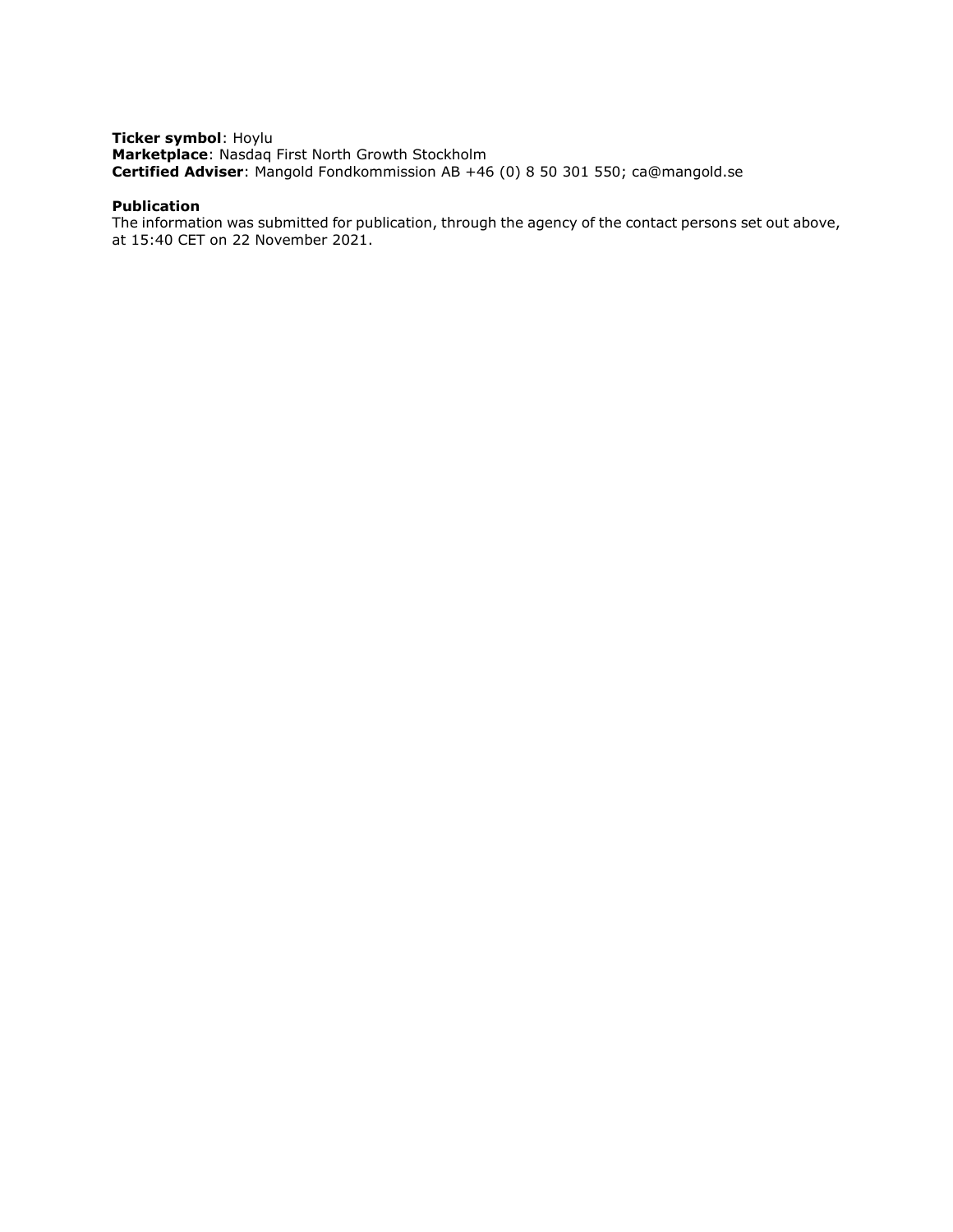**Ticker symbol**: Hoylu
**Marketplace**: Nasdaq First North Growth Stockholm
**Certified Adviser**: Mangold Fondkommission AB +46 (0) 8 50 301 550; ca@mangold.se

**Publication**
The information was submitted for publication, through the agency of the contact persons set out above, at 15:40 CET on 22 November 2021.